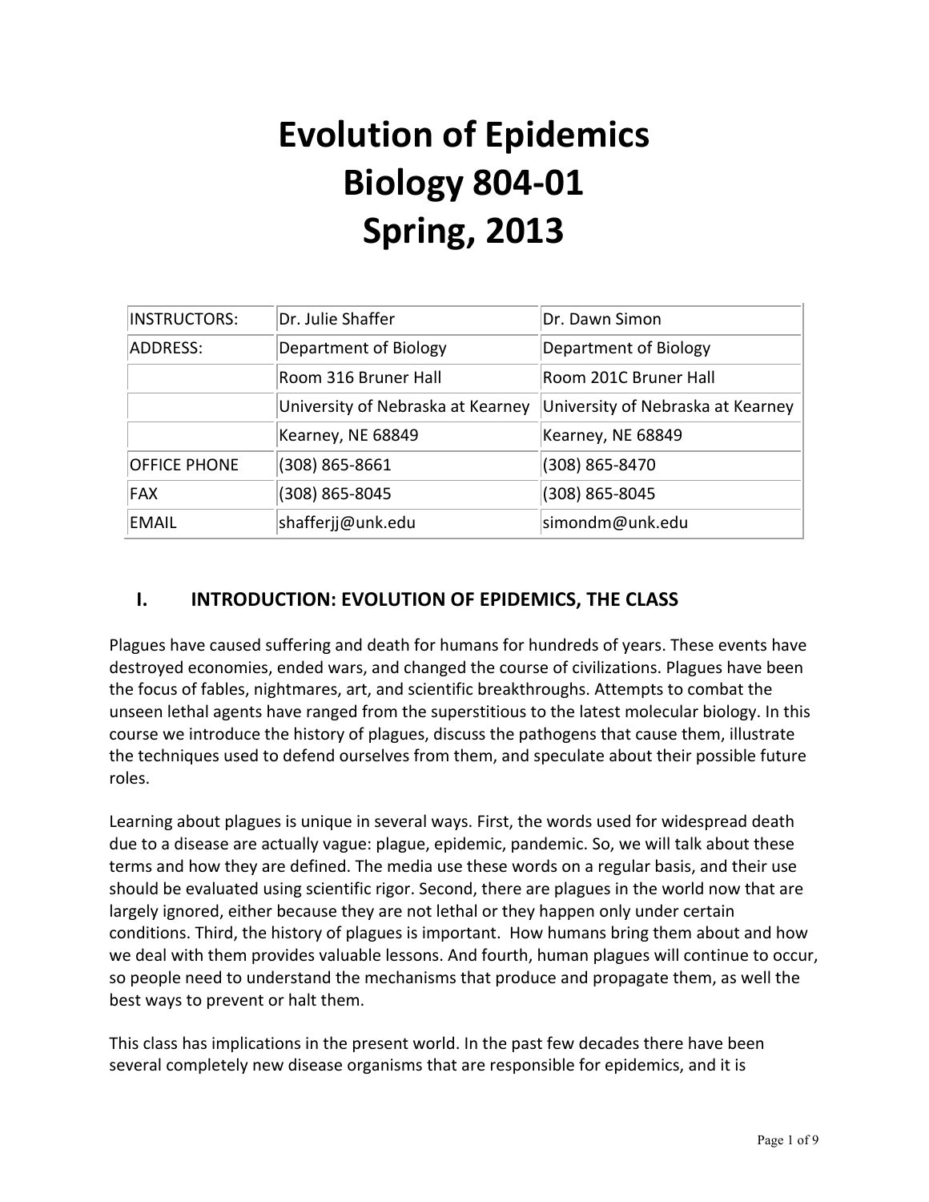# Evolution of Epidemics
# Biology 804-01
# Spring, 2013

| INSTRUCTORS: | Dr. Julie Shaffer | Dr. Dawn Simon |
| --- | --- | --- |
| ADDRESS: | Department of Biology | Department of Biology |
| | Room 316 Bruner Hall | Room 201C Bruner Hall |
| | University of Nebraska at Kearney | University of Nebraska at Kearney |
| | Kearney, NE 68849 | Kearney, NE 68849 |
| OFFICE PHONE | (308) 865-8661 | (308) 865-8470 |
| FAX | (308) 865-8045 | (308) 865-8045 |
| EMAIL | shafferjj@unk.edu | simondm@unk.edu |

## I. INTRODUCTION: EVOLUTION OF EPIDEMICS, THE CLASS

Plagues have caused suffering and death for humans for hundreds of years. These events have destroyed economies, ended wars, and changed the course of civilizations. Plagues have been the focus of fables, nightmares, art, and scientific breakthroughs. Attempts to combat the unseen lethal agents have ranged from the superstitious to the latest molecular biology. In this course we introduce the history of plagues, discuss the pathogens that cause them, illustrate the techniques used to defend ourselves from them, and speculate about their possible future roles.

Learning about plagues is unique in several ways. First, the words used for widespread death due to a disease are actually vague: plague, epidemic, pandemic. So, we will talk about these terms and how they are defined. The media use these words on a regular basis, and their use should be evaluated using scientific rigor. Second, there are plagues in the world now that are largely ignored, either because they are not lethal or they happen only under certain conditions. Third, the history of plagues is important. How humans bring them about and how we deal with them provides valuable lessons. And fourth, human plagues will continue to occur, so people need to understand the mechanisms that produce and propagate them, as well the best ways to prevent or halt them.

This class has implications in the present world. In the past few decades there have been several completely new disease organisms that are responsible for epidemics, and it is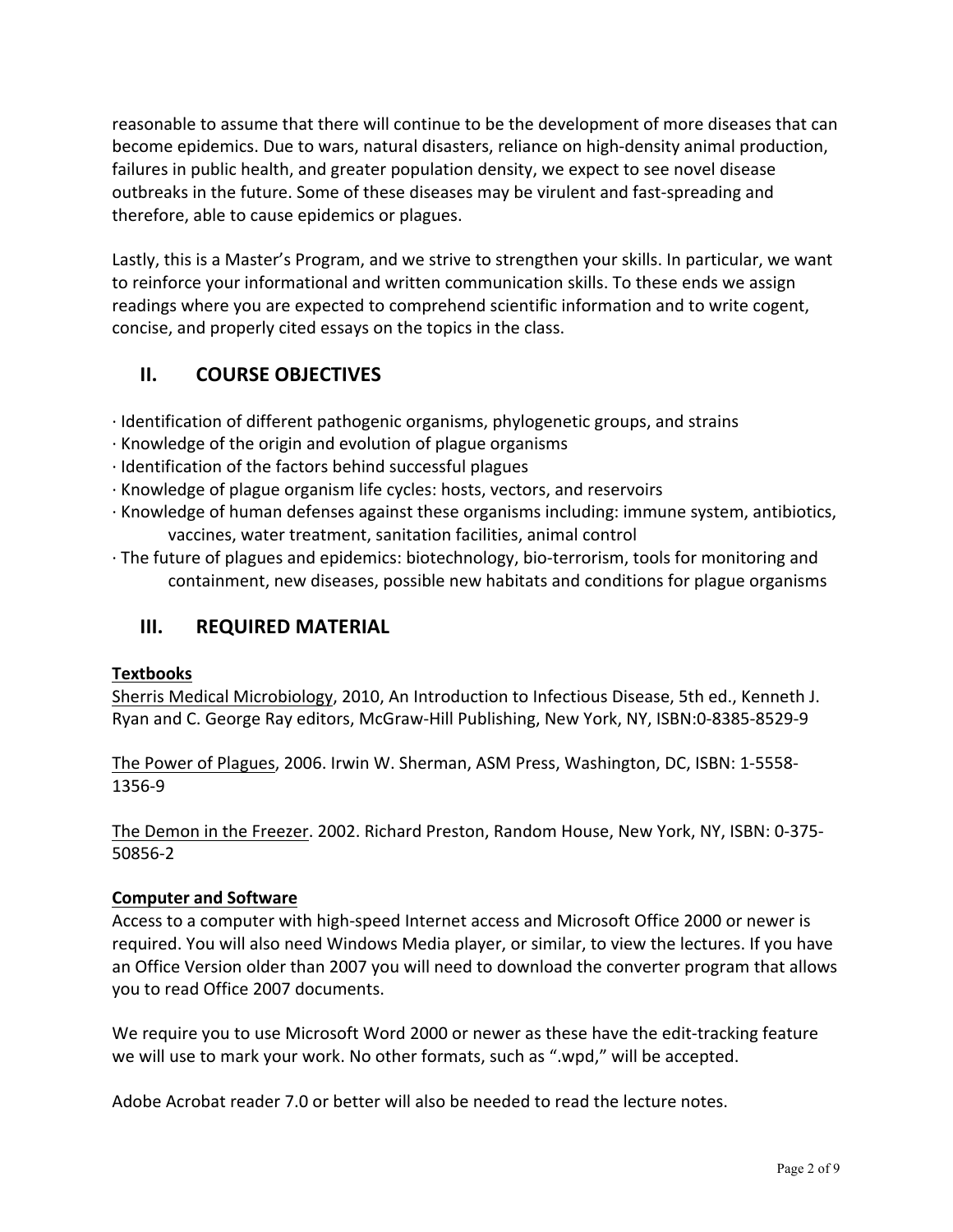reasonable to assume that there will continue to be the development of more diseases that can become epidemics. Due to wars, natural disasters, reliance on high-density animal production, failures in public health, and greater population density, we expect to see novel disease outbreaks in the future. Some of these diseases may be virulent and fast-spreading and therefore, able to cause epidemics or plagues.

Lastly, this is a Master's Program, and we strive to strengthen your skills. In particular, we want to reinforce your informational and written communication skills. To these ends we assign readings where you are expected to comprehend scientific information and to write cogent, concise, and properly cited essays on the topics in the class.

## II. COURSE OBJECTIVES

· Identification of different pathogenic organisms, phylogenetic groups, and strains
· Knowledge of the origin and evolution of plague organisms
· Identification of the factors behind successful plagues
· Knowledge of plague organism life cycles: hosts, vectors, and reservoirs
· Knowledge of human defenses against these organisms including: immune system, antibiotics, vaccines, water treatment, sanitation facilities, animal control
· The future of plagues and epidemics: biotechnology, bio-terrorism, tools for monitoring and containment, new diseases, possible new habitats and conditions for plague organisms

## III. REQUIRED MATERIAL

**Textbooks**

Sherris Medical Microbiology, 2010, An Introduction to Infectious Disease, 5th ed., Kenneth J. Ryan and C. George Ray editors, McGraw-Hill Publishing, New York, NY, ISBN:0-8385-8529-9

The Power of Plagues, 2006. Irwin W. Sherman, ASM Press, Washington, DC, ISBN: 1-5558-1356-9

The Demon in the Freezer. 2002. Richard Preston, Random House, New York, NY, ISBN: 0-375-50856-2

**Computer and Software**

Access to a computer with high-speed Internet access and Microsoft Office 2000 or newer is required. You will also need Windows Media player, or similar, to view the lectures. If you have an Office Version older than 2007 you will need to download the converter program that allows you to read Office 2007 documents.

We require you to use Microsoft Word 2000 or newer as these have the edit-tracking feature we will use to mark your work. No other formats, such as ".wpd," will be accepted.

Adobe Acrobat reader 7.0 or better will also be needed to read the lecture notes.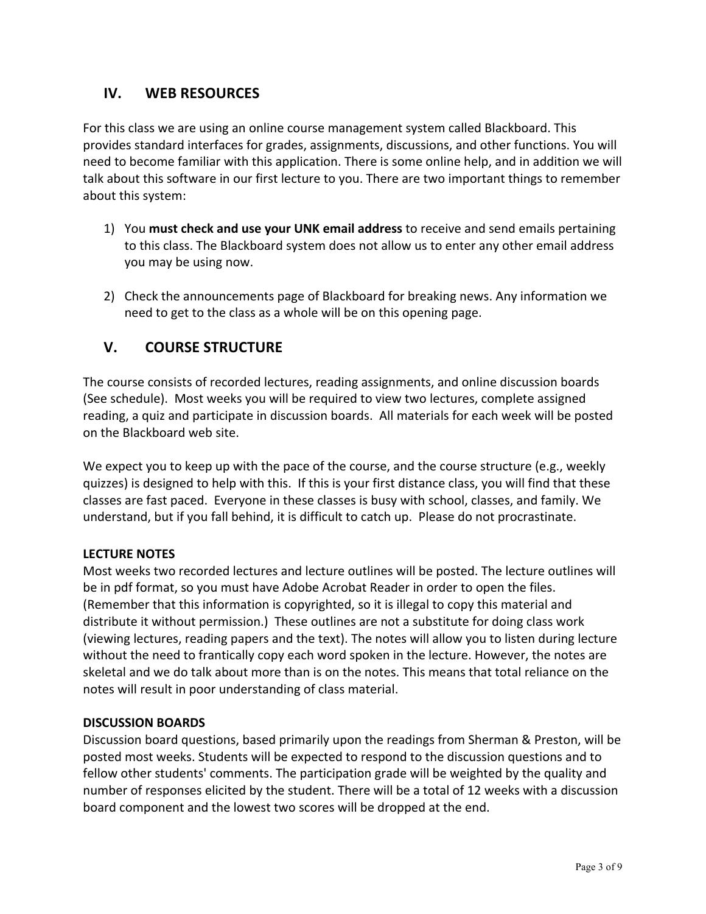## IV. WEB RESOURCES

For this class we are using an online course management system called Blackboard. This provides standard interfaces for grades, assignments, discussions, and other functions. You will need to become familiar with this application. There is some online help, and in addition we will talk about this software in our first lecture to you. There are two important things to remember about this system:

1) You **must check and use your UNK email address** to receive and send emails pertaining to this class. The Blackboard system does not allow us to enter any other email address you may be using now.

2) Check the announcements page of Blackboard for breaking news. Any information we need to get to the class as a whole will be on this opening page.

## V. COURSE STRUCTURE

The course consists of recorded lectures, reading assignments, and online discussion boards (See schedule). Most weeks you will be required to view two lectures, complete assigned reading, a quiz and participate in discussion boards. All materials for each week will be posted on the Blackboard web site.

We expect you to keep up with the pace of the course, and the course structure (e.g., weekly quizzes) is designed to help with this. If this is your first distance class, you will find that these classes are fast paced. Everyone in these classes is busy with school, classes, and family. We understand, but if you fall behind, it is difficult to catch up. Please do not procrastinate.

**LECTURE NOTES**

Most weeks two recorded lectures and lecture outlines will be posted. The lecture outlines will be in pdf format, so you must have Adobe Acrobat Reader in order to open the files. (Remember that this information is copyrighted, so it is illegal to copy this material and distribute it without permission.) These outlines are not a substitute for doing class work (viewing lectures, reading papers and the text). The notes will allow you to listen during lecture without the need to frantically copy each word spoken in the lecture. However, the notes are skeletal and we do talk about more than is on the notes. This means that total reliance on the notes will result in poor understanding of class material.

**DISCUSSION BOARDS**

Discussion board questions, based primarily upon the readings from Sherman & Preston, will be posted most weeks. Students will be expected to respond to the discussion questions and to fellow other students' comments. The participation grade will be weighted by the quality and number of responses elicited by the student. There will be a total of 12 weeks with a discussion board component and the lowest two scores will be dropped at the end.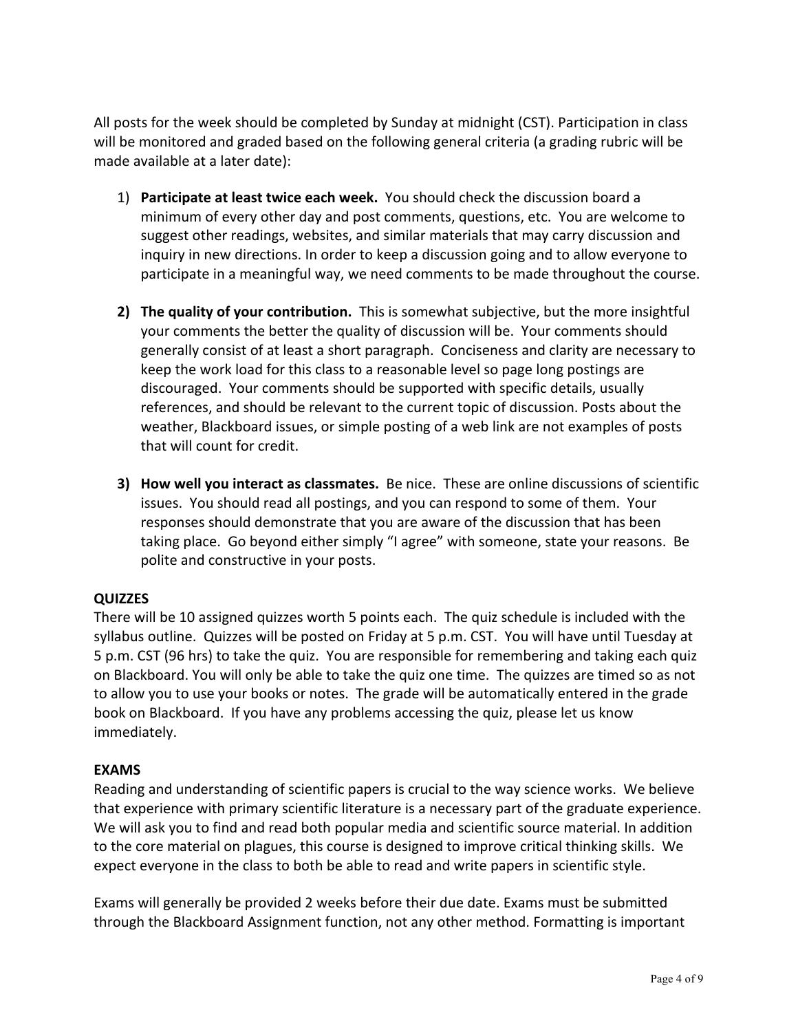All posts for the week should be completed by Sunday at midnight (CST). Participation in class will be monitored and graded based on the following general criteria (a grading rubric will be made available at a later date):

1) **Participate at least twice each week.** You should check the discussion board a minimum of every other day and post comments, questions, etc. You are welcome to suggest other readings, websites, and similar materials that may carry discussion and inquiry in new directions. In order to keep a discussion going and to allow everyone to participate in a meaningful way, we need comments to be made throughout the course.

2) **The quality of your contribution.** This is somewhat subjective, but the more insightful your comments the better the quality of discussion will be. Your comments should generally consist of at least a short paragraph. Conciseness and clarity are necessary to keep the work load for this class to a reasonable level so page long postings are discouraged. Your comments should be supported with specific details, usually references, and should be relevant to the current topic of discussion. Posts about the weather, Blackboard issues, or simple posting of a web link are not examples of posts that will count for credit.

3) **How well you interact as classmates.** Be nice. These are online discussions of scientific issues. You should read all postings, and you can respond to some of them. Your responses should demonstrate that you are aware of the discussion that has been taking place. Go beyond either simply "I agree" with someone, state your reasons. Be polite and constructive in your posts.

**QUIZZES**

There will be 10 assigned quizzes worth 5 points each. The quiz schedule is included with the syllabus outline. Quizzes will be posted on Friday at 5 p.m. CST. You will have until Tuesday at 5 p.m. CST (96 hrs) to take the quiz. You are responsible for remembering and taking each quiz on Blackboard. You will only be able to take the quiz one time. The quizzes are timed so as not to allow you to use your books or notes. The grade will be automatically entered in the grade book on Blackboard. If you have any problems accessing the quiz, please let us know immediately.

**EXAMS**

Reading and understanding of scientific papers is crucial to the way science works. We believe that experience with primary scientific literature is a necessary part of the graduate experience. We will ask you to find and read both popular media and scientific source material. In addition to the core material on plagues, this course is designed to improve critical thinking skills. We expect everyone in the class to both be able to read and write papers in scientific style.

Exams will generally be provided 2 weeks before their due date. Exams must be submitted through the Blackboard Assignment function, not any other method. Formatting is important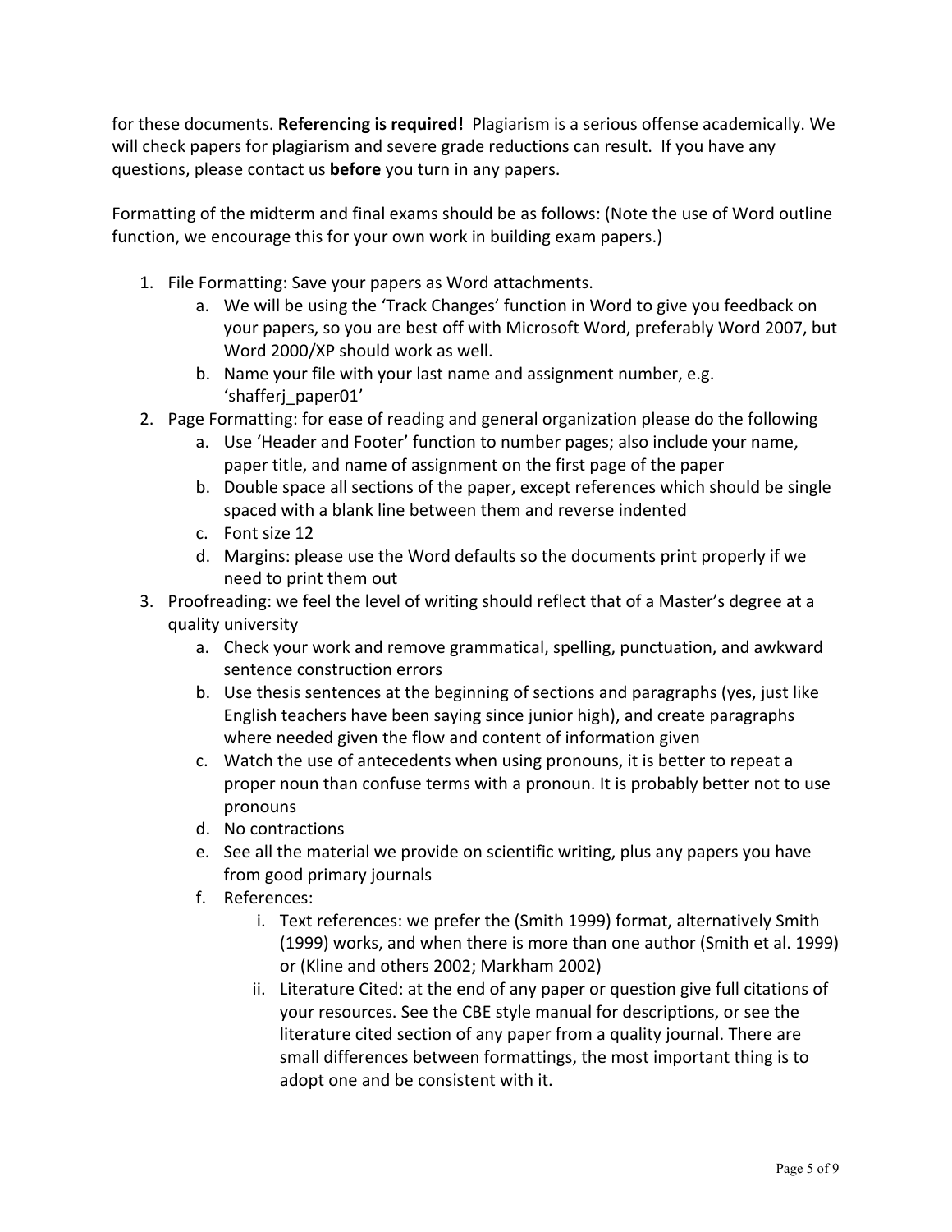for these documents. **Referencing is required!** Plagiarism is a serious offense academically. We will check papers for plagiarism and severe grade reductions can result. If you have any questions, please contact us **before** you turn in any papers.

<u>Formatting of the midterm and final exams should be as follows</u>: (Note the use of Word outline function, we encourage this for your own work in building exam papers.)

1. File Formatting: Save your papers as Word attachments.
    a. We will be using the 'Track Changes' function in Word to give you feedback on your papers, so you are best off with Microsoft Word, preferably Word 2007, but Word 2000/XP should work as well.
    b. Name your file with your last name and assignment number, e.g. 'shafferj_paper01'
2. Page Formatting: for ease of reading and general organization please do the following
    a. Use 'Header and Footer' function to number pages; also include your name, paper title, and name of assignment on the first page of the paper
    b. Double space all sections of the paper, except references which should be single spaced with a blank line between them and reverse indented
    c. Font size 12
    d. Margins: please use the Word defaults so the documents print properly if we need to print them out
3. Proofreading: we feel the level of writing should reflect that of a Master's degree at a quality university
    a. Check your work and remove grammatical, spelling, punctuation, and awkward sentence construction errors
    b. Use thesis sentences at the beginning of sections and paragraphs (yes, just like English teachers have been saying since junior high), and create paragraphs where needed given the flow and content of information given
    c. Watch the use of antecedents when using pronouns, it is better to repeat a proper noun than confuse terms with a pronoun. It is probably better not to use pronouns
    d. No contractions
    e. See all the material we provide on scientific writing, plus any papers you have from good primary journals
    f. References:
        i. Text references: we prefer the (Smith 1999) format, alternatively Smith (1999) works, and when there is more than one author (Smith et al. 1999) or (Kline and others 2002; Markham 2002)
        ii. Literature Cited: at the end of any paper or question give full citations of your resources. See the CBE style manual for descriptions, or see the literature cited section of any paper from a quality journal. There are small differences between formattings, the most important thing is to adopt one and be consistent with it.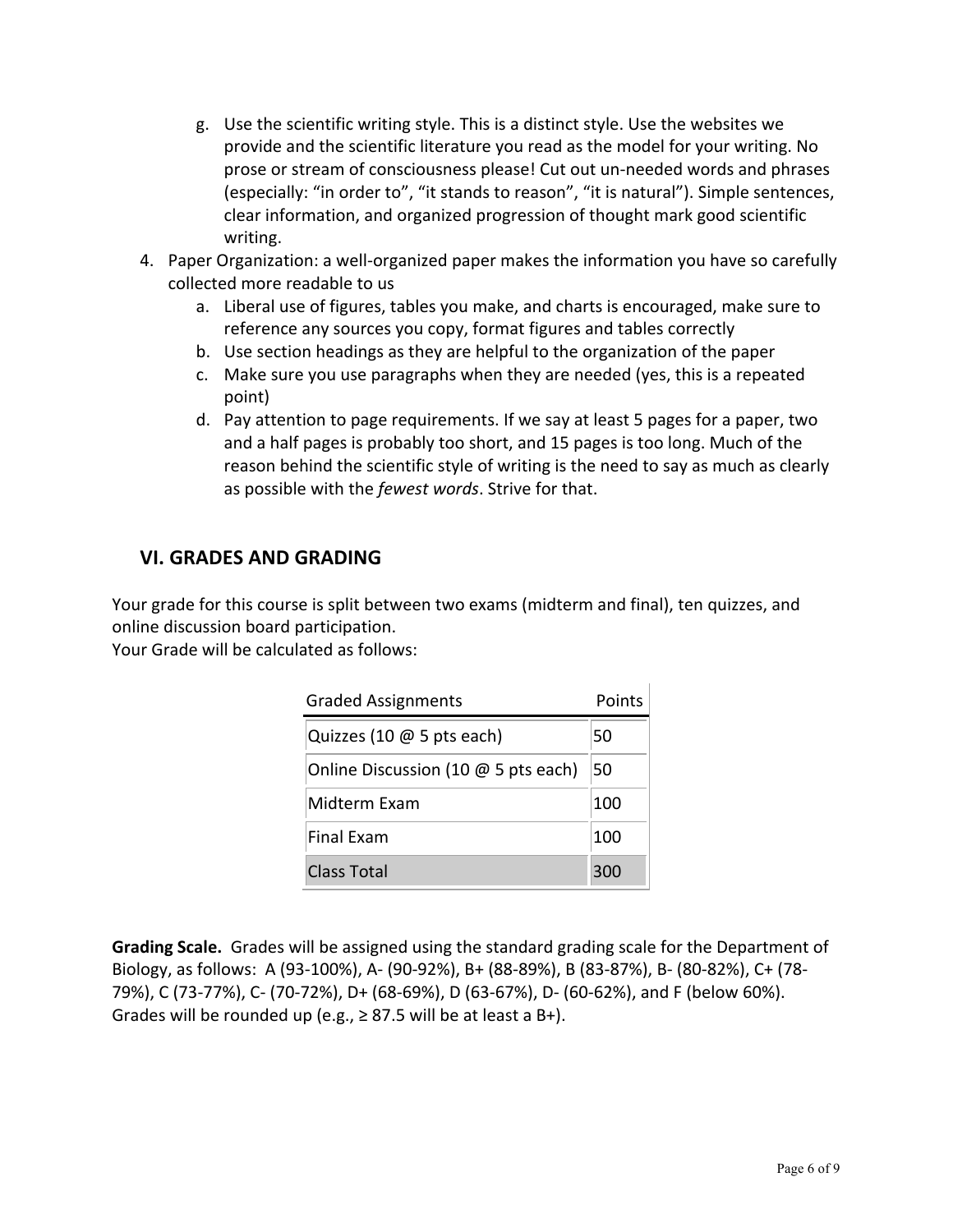g. Use the scientific writing style. This is a distinct style. Use the websites we provide and the scientific literature you read as the model for your writing. No prose or stream of consciousness please! Cut out un-needed words and phrases (especially: “in order to”, “it stands to reason”, “it is natural”). Simple sentences, clear information, and organized progression of thought mark good scientific writing.

4. Paper Organization: a well-organized paper makes the information you have so carefully collected more readable to us
   a. Liberal use of figures, tables you make, and charts is encouraged, make sure to reference any sources you copy, format figures and tables correctly
   b. Use section headings as they are helpful to the organization of the paper
   c. Make sure you use paragraphs when they are needed (yes, this is a repeated point)
   d. Pay attention to page requirements. If we say at least 5 pages for a paper, two and a half pages is probably too short, and 15 pages is too long. Much of the reason behind the scientific style of writing is the need to say as much as clearly as possible with the *fewest words*. Strive for that.

## VI. GRADES AND GRADING

Your grade for this course is split between two exams (midterm and final), ten quizzes, and online discussion board participation.
Your Grade will be calculated as follows:

| Graded Assignments | Points |
|---|---|
| Quizzes (10 @ 5 pts each) | 50 |
| Online Discussion (10 @ 5 pts each) | 50 |
| Midterm Exam | 100 |
| Final Exam | 100 |
| Class Total | 300 |

**Grading Scale.** Grades will be assigned using the standard grading scale for the Department of Biology, as follows: A (93-100%), A- (90-92%), B+ (88-89%), B (83-87%), B- (80-82%), C+ (78-79%), C (73-77%), C- (70-72%), D+ (68-69%), D (63-67%), D- (60-62%), and F (below 60%). Grades will be rounded up (e.g., ≥ 87.5 will be at least a B+).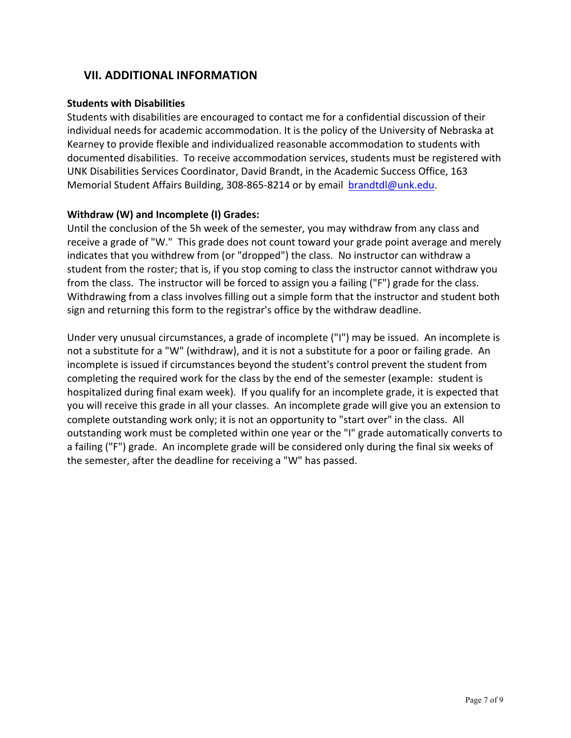## VII. ADDITIONAL INFORMATION

**Students with Disabilities**

Students with disabilities are encouraged to contact me for a confidential discussion of their individual needs for academic accommodation. It is the policy of the University of Nebraska at Kearney to provide flexible and individualized reasonable accommodation to students with documented disabilities. To receive accommodation services, students must be registered with UNK Disabilities Services Coordinator, David Brandt, in the Academic Success Office, 163 Memorial Student Affairs Building, 308-865-8214 or by email brandtdl@unk.edu.

**Withdraw (W) and Incomplete (I) Grades:**

Until the conclusion of the 5h week of the semester, you may withdraw from any class and receive a grade of "W." This grade does not count toward your grade point average and merely indicates that you withdrew from (or "dropped") the class. No instructor can withdraw a student from the roster; that is, if you stop coming to class the instructor cannot withdraw you from the class. The instructor will be forced to assign you a failing ("F") grade for the class. Withdrawing from a class involves filling out a simple form that the instructor and student both sign and returning this form to the registrar's office by the withdraw deadline.

Under very unusual circumstances, a grade of incomplete ("I") may be issued. An incomplete is not a substitute for a "W" (withdraw), and it is not a substitute for a poor or failing grade. An incomplete is issued if circumstances beyond the student's control prevent the student from completing the required work for the class by the end of the semester (example: student is hospitalized during final exam week). If you qualify for an incomplete grade, it is expected that you will receive this grade in all your classes. An incomplete grade will give you an extension to complete outstanding work only; it is not an opportunity to "start over" in the class. All outstanding work must be completed within one year or the "I" grade automatically converts to a failing ("F") grade. An incomplete grade will be considered only during the final six weeks of the semester, after the deadline for receiving a "W" has passed.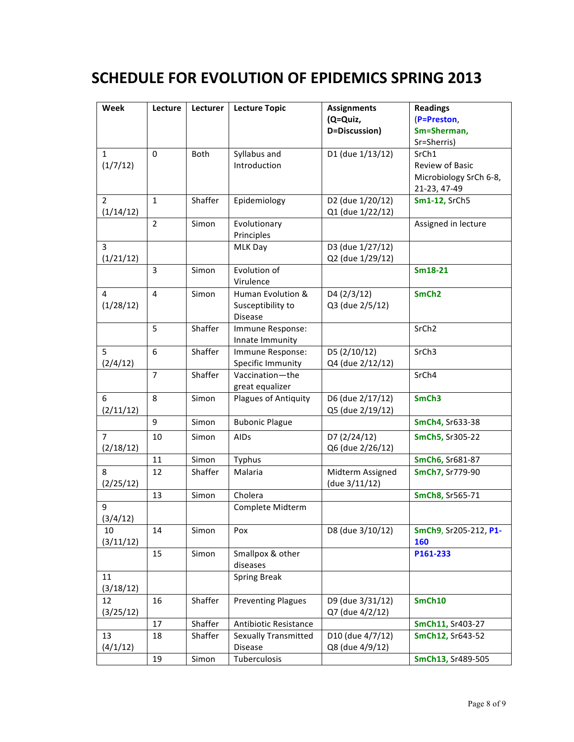# SCHEDULE FOR EVOLUTION OF EPIDEMICS SPRING 2013

| Week | Lecture | Lecturer | Lecture Topic | Assignments (Q=Quiz, D=Discussion) | Readings (P=Preston, Sm=Sherman, Sr=Sherris) |
|---|---|---|---|---|---|
| 1 (1/7/12) | 0 | Both | Syllabus and Introduction | D1 (due 1/13/12) | SrCh1 Review of Basic Microbiology SrCh 6-8, 21-23, 47-49 |
| 2 (1/14/12) | 1 | Shaffer | Epidemiology | D2 (due 1/20/12) Q1 (due 1/22/12) | **Sm1-12,** SrCh5 |
| | 2 | Simon | Evolutionary Principles | | Assigned in lecture |
| 3 (1/21/12) | | | MLK Day | D3 (due 1/27/12) Q2 (due 1/29/12) | |
| | 3 | Simon | Evolution of Virulence | | **Sm18-21** |
| 4 (1/28/12) | 4 | Simon | Human Evolution & Susceptibility to Disease | D4 (2/3/12) Q3 (due 2/5/12) | **SmCh2** |
| | 5 | Shaffer | Immune Response: Innate Immunity | | SrCh2 |
| 5 (2/4/12) | 6 | Shaffer | Immune Response: Specific Immunity | D5 (2/10/12) Q4 (due 2/12/12) | SrCh3 |
| | 7 | Shaffer | Vaccination—the great equalizer | | SrCh4 |
| 6 (2/11/12) | 8 | Simon | Plagues of Antiquity | D6 (due 2/17/12) Q5 (due 2/19/12) | **SmCh3** |
| | 9 | Simon | Bubonic Plague | | **SmCh4,** Sr633-38 |
| 7 (2/18/12) | 10 | Simon | AIDs | D7 (2/24/12) Q6 (due 2/26/12) | **SmCh5,** Sr305-22 |
| | 11 | Simon | Typhus | | **SmCh6,** Sr681-87 |
| 8 (2/25/12) | 12 | Shaffer | Malaria | Midterm Assigned (due 3/11/12) | **SmCh7,** Sr779-90 |
| | 13 | Simon | Cholera | | **SmCh8,** Sr565-71 |
| 9 (3/4/12) | | | Complete Midterm | | |
| 10 (3/11/12) | 14 | Simon | Pox | D8 (due 3/10/12) | **SmCh9**, Sr205-212, **P1-160** |
| | 15 | Simon | Smallpox & other diseases | | **P161-233** |
| 11 (3/18/12) | | | Spring Break | | |
| 12 (3/25/12) | 16 | Shaffer | Preventing Plagues | D9 (due 3/31/12) Q7 (due 4/2/12) | **SmCh10** |
| | 17 | Shaffer | Antibiotic Resistance | | **SmCh11,** Sr403-27 |
| 13 (4/1/12) | 18 | Shaffer | Sexually Transmitted Disease | D10 (due 4/7/12) Q8 (due 4/9/12) | **SmCh12,** Sr643-52 |
| | 19 | Simon | Tuberculosis | | **SmCh13,** Sr489-505 |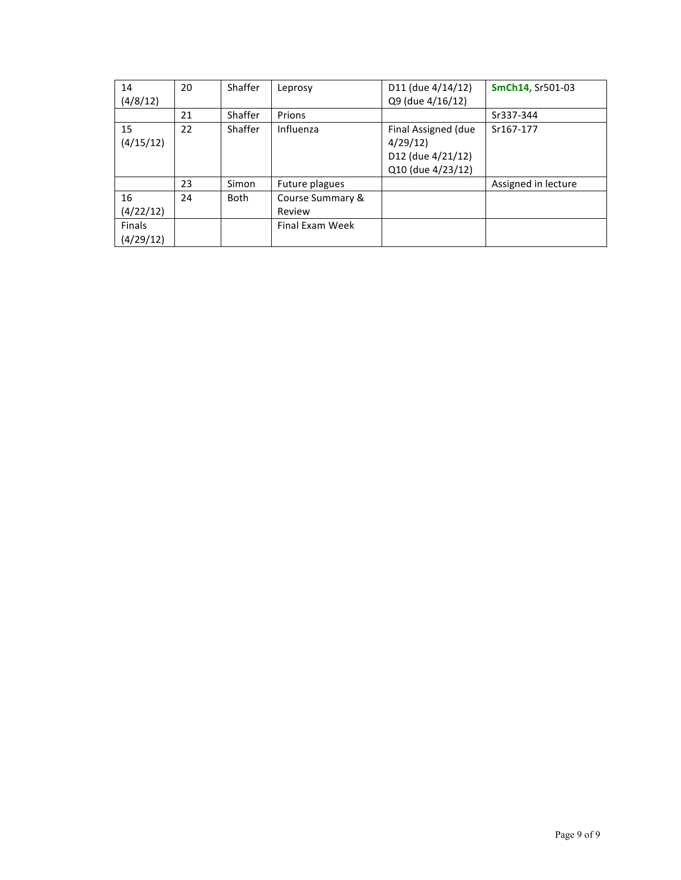| | | | | | |
|---|---|---|---|---|---|
| 14 (4/8/12) | 20 | Shaffer | Leprosy | D11 (due 4/14/12) Q9 (due 4/16/12) | **SmCh14,** Sr501-03 |
| | 21 | Shaffer | Prions | | Sr337-344 |
| 15 (4/15/12) | 22 | Shaffer | Influenza | Final Assigned (due 4/29/12) D12 (due 4/21/12) Q10 (due 4/23/12) | Sr167-177 |
| | 23 | Simon | Future plagues | | Assigned in lecture |
| 16 (4/22/12) | 24 | Both | Course Summary & Review | | |
| Finals (4/29/12) | | | Final Exam Week | | |